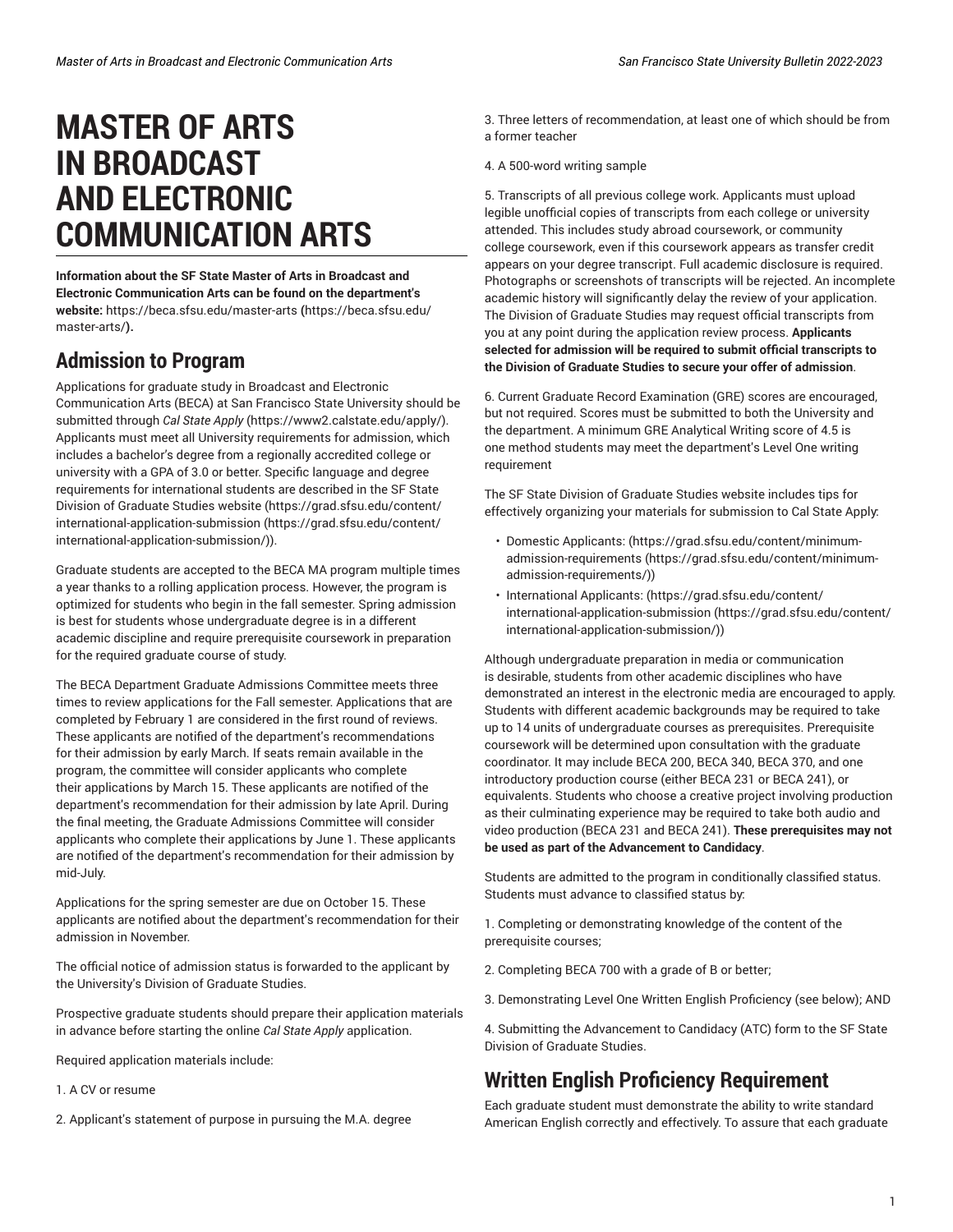# MASTER OF ARTS IN BROADCAST AND ELECTRONIC COMMUNICATION ARTS

**Information about the SF State Master of Arts in Broadcast and Electronic Communication Arts can be found on the department's website:** https://beca.sfsu.edu/master-arts **(**https://beca.sfsu.edu/master-arts/**).**

## Admission to Program

Applications for graduate study in Broadcast and Electronic Communication Arts (BECA) at San Francisco State University should be submitted through *Cal State Apply* (https://www2.calstate.edu/apply/). Applicants must meet all University requirements for admission, which includes a bachelor's degree from a regionally accredited college or university with a GPA of 3.0 or better. Specific language and degree requirements for international students are described in the SF State Division of Graduate Studies website (https://grad.sfsu.edu/content/international-application-submission (https://grad.sfsu.edu/content/international-application-submission/)).

Graduate students are accepted to the BECA MA program multiple times a year thanks to a rolling application process. However, the program is optimized for students who begin in the fall semester. Spring admission is best for students whose undergraduate degree is in a different academic discipline and require prerequisite coursework in preparation for the required graduate course of study.

The BECA Department Graduate Admissions Committee meets three times to review applications for the Fall semester. Applications that are completed by February 1 are considered in the first round of reviews. These applicants are notified of the department's recommendations for their admission by early March. If seats remain available in the program, the committee will consider applicants who complete their applications by March 15. These applicants are notified of the department's recommendation for their admission by late April. During the final meeting, the Graduate Admissions Committee will consider applicants who complete their applications by June 1. These applicants are notified of the department's recommendation for their admission by mid-July.

Applications for the spring semester are due on October 15. These applicants are notified about the department's recommendation for their admission in November.

The official notice of admission status is forwarded to the applicant by the University's Division of Graduate Studies.

Prospective graduate students should prepare their application materials in advance before starting the online *Cal State Apply* application.

Required application materials include:

1. A CV or resume

2. Applicant's statement of purpose in pursuing the M.A. degree

3. Three letters of recommendation, at least one of which should be from a former teacher

4. A 500-word writing sample

5. Transcripts of all previous college work. Applicants must upload legible unofficial copies of transcripts from each college or university attended. This includes study abroad coursework, or community college coursework, even if this coursework appears as transfer credit appears on your degree transcript. Full academic disclosure is required. Photographs or screenshots of transcripts will be rejected. An incomplete academic history will significantly delay the review of your application. The Division of Graduate Studies may request official transcripts from you at any point during the application review process. **Applicants selected for admission will be required to submit official transcripts to the Division of Graduate Studies to secure your offer of admission**.

6. Current Graduate Record Examination (GRE) scores are encouraged, but not required. Scores must be submitted to both the University and the department. A minimum GRE Analytical Writing score of 4.5 is one method students may meet the department's Level One writing requirement

The SF State Division of Graduate Studies website includes tips for effectively organizing your materials for submission to Cal State Apply:

- Domestic Applicants: (https://grad.sfsu.edu/content/minimum-admission-requirements (https://grad.sfsu.edu/content/minimum-admission-requirements/))
- International Applicants: (https://grad.sfsu.edu/content/international-application-submission (https://grad.sfsu.edu/content/international-application-submission/))

Although undergraduate preparation in media or communication is desirable, students from other academic disciplines who have demonstrated an interest in the electronic media are encouraged to apply. Students with different academic backgrounds may be required to take up to 14 units of undergraduate courses as prerequisites. Prerequisite coursework will be determined upon consultation with the graduate coordinator. It may include BECA 200, BECA 340, BECA 370, and one introductory production course (either BECA 231 or BECA 241), or equivalents. Students who choose a creative project involving production as their culminating experience may be required to take both audio and video production (BECA 231 and BECA 241). **These prerequisites may not be used as part of the Advancement to Candidacy**.

Students are admitted to the program in conditionally classified status. Students must advance to classified status by:

1. Completing or demonstrating knowledge of the content of the prerequisite courses;

2. Completing BECA 700 with a grade of B or better;

3. Demonstrating Level One Written English Proficiency (see below); AND

4. Submitting the Advancement to Candidacy (ATC) form to the SF State Division of Graduate Studies.

## Written English Proficiency Requirement

Each graduate student must demonstrate the ability to write standard American English correctly and effectively. To assure that each graduate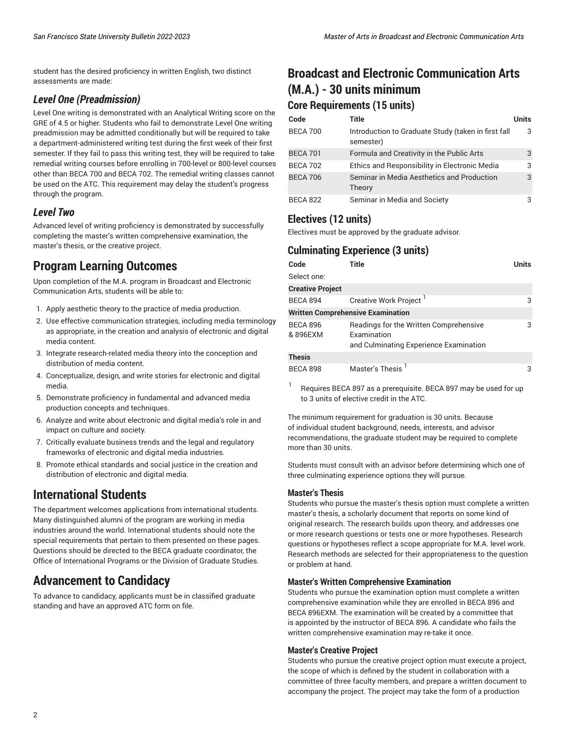student has the desired proficiency in written English, two distinct assessments are made:

### *Level One (Preadmission)*

Level One writing is demonstrated with an Analytical Writing score on the GRE of 4.5 or higher. Students who fail to demonstrate Level One writing preadmission may be admitted conditionally but will be required to take a department-administered writing test during the first week of their first semester. If they fail to pass this writing test, they will be required to take remedial writing courses before enrolling in 700-level or 800-level courses other than BECA 700 and BECA 702. The remedial writing classes cannot be used on the ATC. This requirement may delay the student's progress through the program.

### *Level Two*

Advanced level of writing proficiency is demonstrated by successfully completing the master's written comprehensive examination, the master's thesis, or the creative project.

## Program Learning Outcomes

Upon completion of the M.A. program in Broadcast and Electronic Communication Arts, students will be able to:

1. Apply aesthetic theory to the practice of media production.
2. Use effective communication strategies, including media terminology as appropriate, in the creation and analysis of electronic and digital media content.
3. Integrate research-related media theory into the conception and distribution of media content.
4. Conceptualize, design, and write stories for electronic and digital media.
5. Demonstrate proficiency in fundamental and advanced media production concepts and techniques.
6. Analyze and write about electronic and digital media's role in and impact on culture and society.
7. Critically evaluate business trends and the legal and regulatory frameworks of electronic and digital media industries.
8. Promote ethical standards and social justice in the creation and distribution of electronic and digital media.

## International Students

The department welcomes applications from international students. Many distinguished alumni of the program are working in media industries around the world. International students should note the special requirements that pertain to them presented on these pages. Questions should be directed to the BECA graduate coordinator, the Office of International Programs or the Division of Graduate Studies.

## Advancement to Candidacy

To advance to candidacy, applicants must be in classified graduate standing and have an approved ATC form on file.

## Broadcast and Electronic Communication Arts (M.A.) - 30 units minimum

### Core Requirements (15 units)

| Code | Title | Units |
|---|---|---|
| BECA 700 | Introduction to Graduate Study (taken in first fall semester) | 3 |
| BECA 701 | Formula and Creativity in the Public Arts | 3 |
| BECA 702 | Ethics and Responsibility in Electronic Media | 3 |
| BECA 706 | Seminar in Media Aesthetics and Production Theory | 3 |
| BECA 822 | Seminar in Media and Society | 3 |

### Electives (12 units)

Electives must be approved by the graduate advisor.

### Culminating Experience (3 units)

| Code | Title | Units |
|---|---|---|
| Select one: | | |
| **Creative Project** | | |
| BECA 894 | Creative Work Project [1] | 3 |
| **Written Comprehensive Examination** | | |
| BECA 896 & 896EXM | Readings for the Written Comprehensive Examination and Culminating Experience Examination | 3 |
| **Thesis** | | |
| BECA 898 | Master's Thesis [1] | 3 |

[1] Requires BECA 897 as a prerequisite. BECA 897 may be used for up to 3 units of elective credit in the ATC.

The minimum requirement for graduation is 30 units. Because of individual student background, needs, interests, and advisor recommendations, the graduate student may be required to complete more than 30 units.

Students must consult with an advisor before determining which one of three culminating experience options they will pursue.

#### Master's Thesis

Students who pursue the master's thesis option must complete a written master's thesis, a scholarly document that reports on some kind of original research. The research builds upon theory, and addresses one or more research questions or tests one or more hypotheses. Research questions or hypotheses reflect a scope appropriate for M.A. level work. Research methods are selected for their appropriateness to the question or problem at hand.

#### Master's Written Comprehensive Examination

Students who pursue the examination option must complete a written comprehensive examination while they are enrolled in BECA 896 and BECA 896EXM. The examination will be created by a committee that is appointed by the instructor of BECA 896. A candidate who fails the written comprehensive examination may re-take it once.

#### Master's Creative Project

Students who pursue the creative project option must execute a project, the scope of which is defined by the student in collaboration with a committee of three faculty members, and prepare a written document to accompany the project. The project may take the form of a production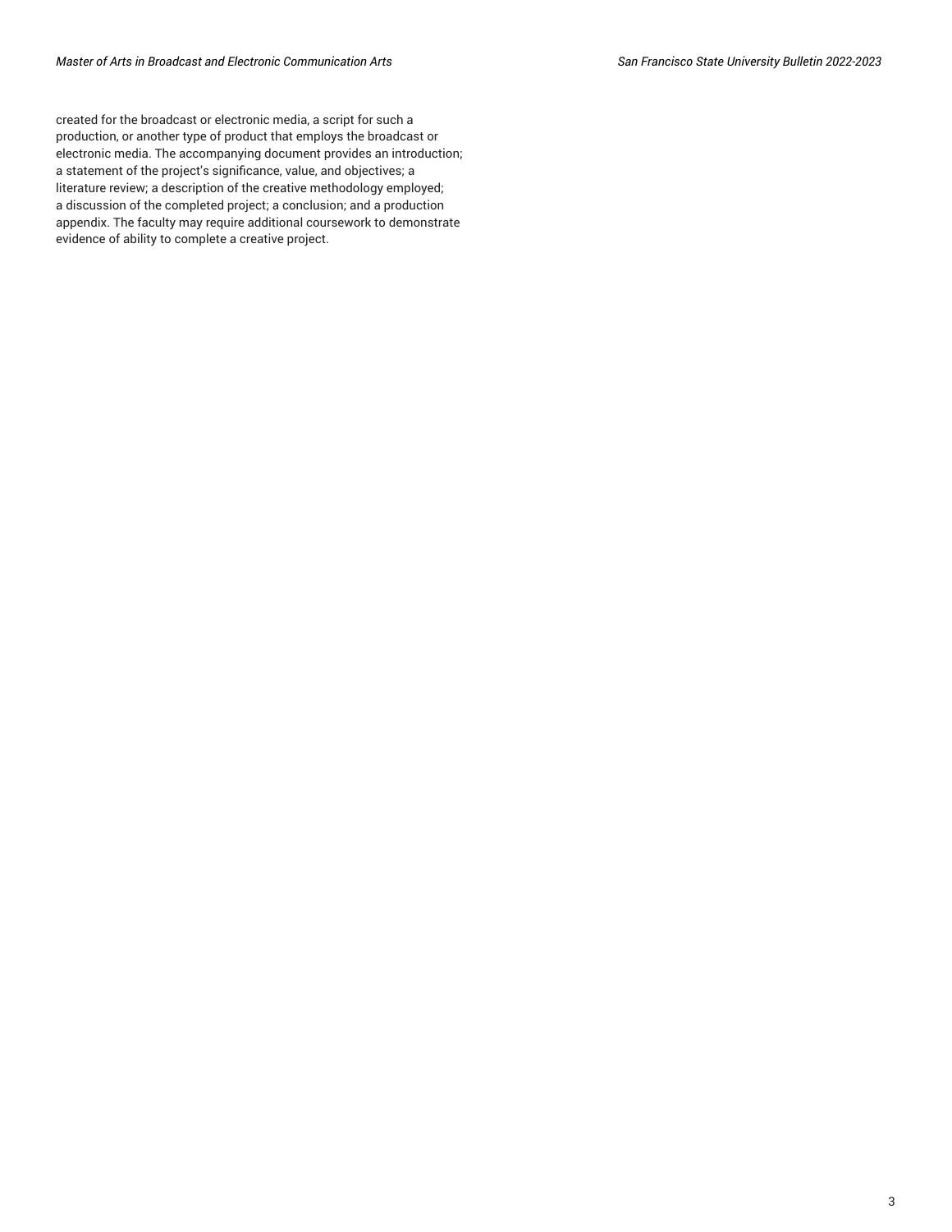created for the broadcast or electronic media, a script for such a production, or another type of product that employs the broadcast or electronic media. The accompanying document provides an introduction; a statement of the project's significance, value, and objectives; a literature review; a description of the creative methodology employed; a discussion of the completed project; a conclusion; and a production appendix. The faculty may require additional coursework to demonstrate evidence of ability to complete a creative project.